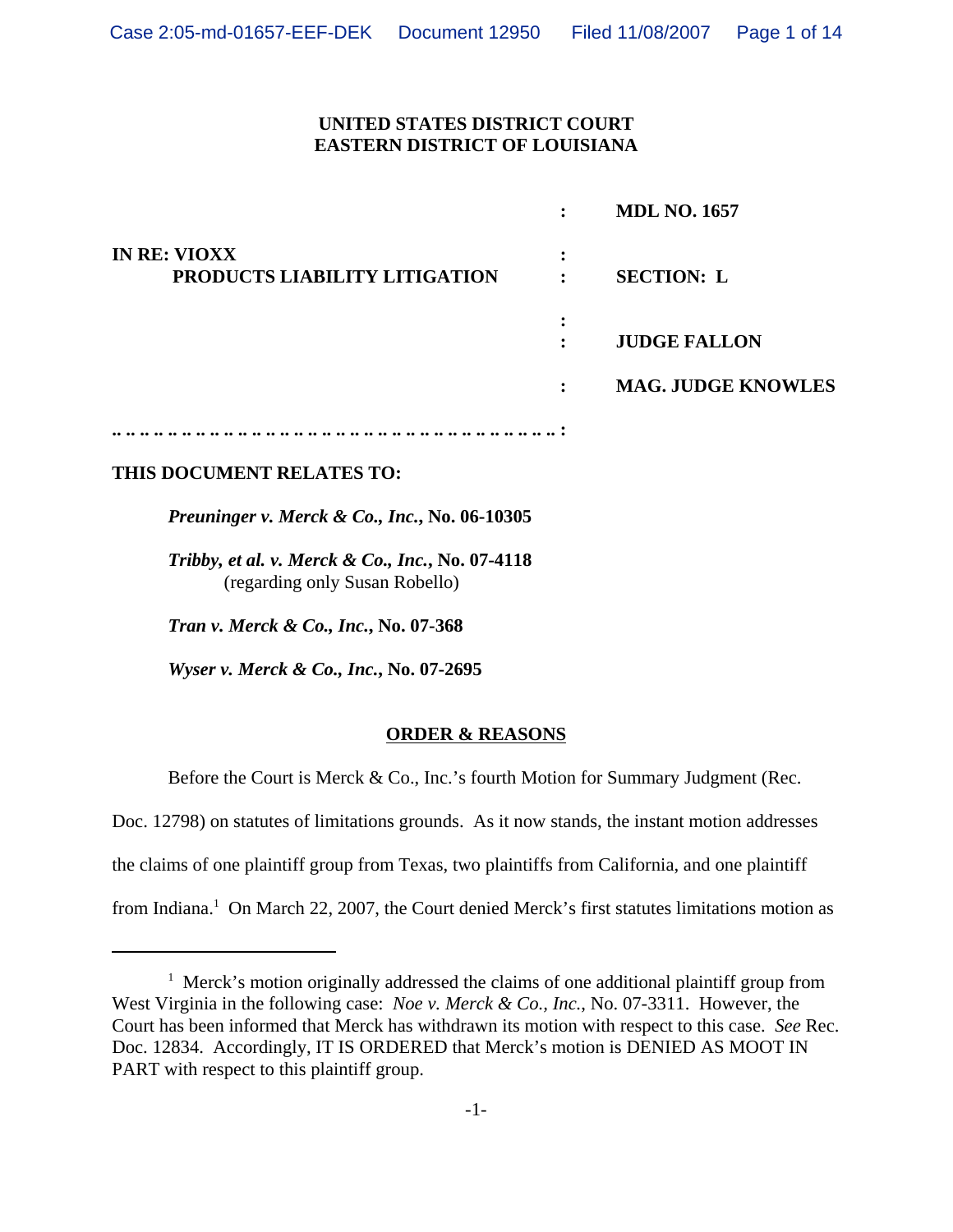**UNITED STATES DISTRICT COURT**
**EASTERN DISTRICT OF LOUISIANA**

| | | |
|---|---|---|
| | : | **MDL NO. 1657** |
| **IN RE: VIOXX** | : | |
| **PRODUCTS LIABILITY LITIGATION** | : | **SECTION: L** |
| | : | |
| | : | **JUDGE FALLON** |
| | : | **MAG. JUDGE KNOWLES** |
| .. .. .. .. .. .. .. .. .. .. .. .. .. .. .. .. .. .. .. .. .. .. .. .. .. .. .. .. .. .. .. .. | : | |

**THIS DOCUMENT RELATES TO:**

***Preuninger v. Merck & Co., Inc.*, No. 06-10305**

***Tribby, et al. v. Merck & Co., Inc.*, No. 07-4118**
(regarding only Susan Robello)

***Tran v. Merck & Co., Inc.*, No. 07-368**

***Wyser v. Merck & Co., Inc.*, No. 07-2695**

## ORDER & REASONS

Before the Court is Merck & Co., Inc.'s fourth Motion for Summary Judgment (Rec. Doc. 12798) on statutes of limitations grounds. As it now stands, the instant motion addresses the claims of one plaintiff group from Texas, two plaintiffs from California, and one plaintiff from Indiana.[1] On March 22, 2007, the Court denied Merck's first statutes limitations motion as

[1] Merck's motion originally addressed the claims of one additional plaintiff group from West Virginia in the following case: *Noe v. Merck & Co., Inc.*, No. 07-3311. However, the Court has been informed that Merck has withdrawn its motion with respect to this case. *See* Rec. Doc. 12834. Accordingly, IT IS ORDERED that Merck's motion is DENIED AS MOOT IN PART with respect to this plaintiff group.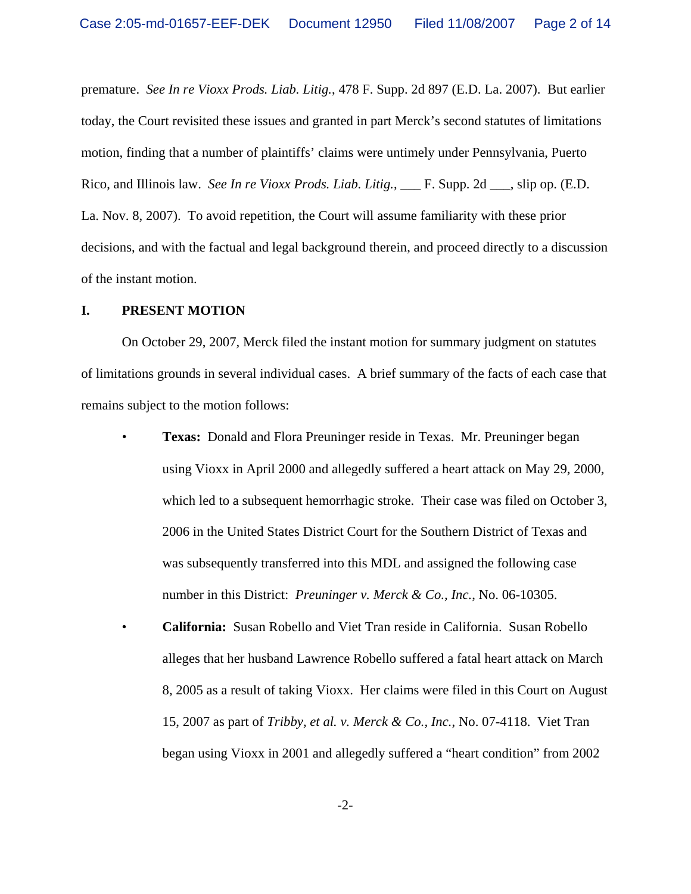premature. *See In re Vioxx Prods. Liab. Litig.*, 478 F. Supp. 2d 897 (E.D. La. 2007). But earlier today, the Court revisited these issues and granted in part Merck's second statutes of limitations motion, finding that a number of plaintiffs' claims were untimely under Pennsylvania, Puerto Rico, and Illinois law. *See In re Vioxx Prods. Liab. Litig.*, ___ F. Supp. 2d ___, slip op. (E.D. La. Nov. 8, 2007). To avoid repetition, the Court will assume familiarity with these prior decisions, and with the factual and legal background therein, and proceed directly to a discussion of the instant motion.

## I. PRESENT MOTION

On October 29, 2007, Merck filed the instant motion for summary judgment on statutes of limitations grounds in several individual cases. A brief summary of the facts of each case that remains subject to the motion follows:

- **Texas:** Donald and Flora Preuninger reside in Texas. Mr. Preuninger began using Vioxx in April 2000 and allegedly suffered a heart attack on May 29, 2000, which led to a subsequent hemorrhagic stroke. Their case was filed on October 3, 2006 in the United States District Court for the Southern District of Texas and was subsequently transferred into this MDL and assigned the following case number in this District: *Preuninger v. Merck & Co., Inc.*, No. 06-10305.
- **California:** Susan Robello and Viet Tran reside in California. Susan Robello alleges that her husband Lawrence Robello suffered a fatal heart attack on March 8, 2005 as a result of taking Vioxx. Her claims were filed in this Court on August 15, 2007 as part of *Tribby, et al. v. Merck & Co., Inc.*, No. 07-4118. Viet Tran began using Vioxx in 2001 and allegedly suffered a "heart condition" from 2002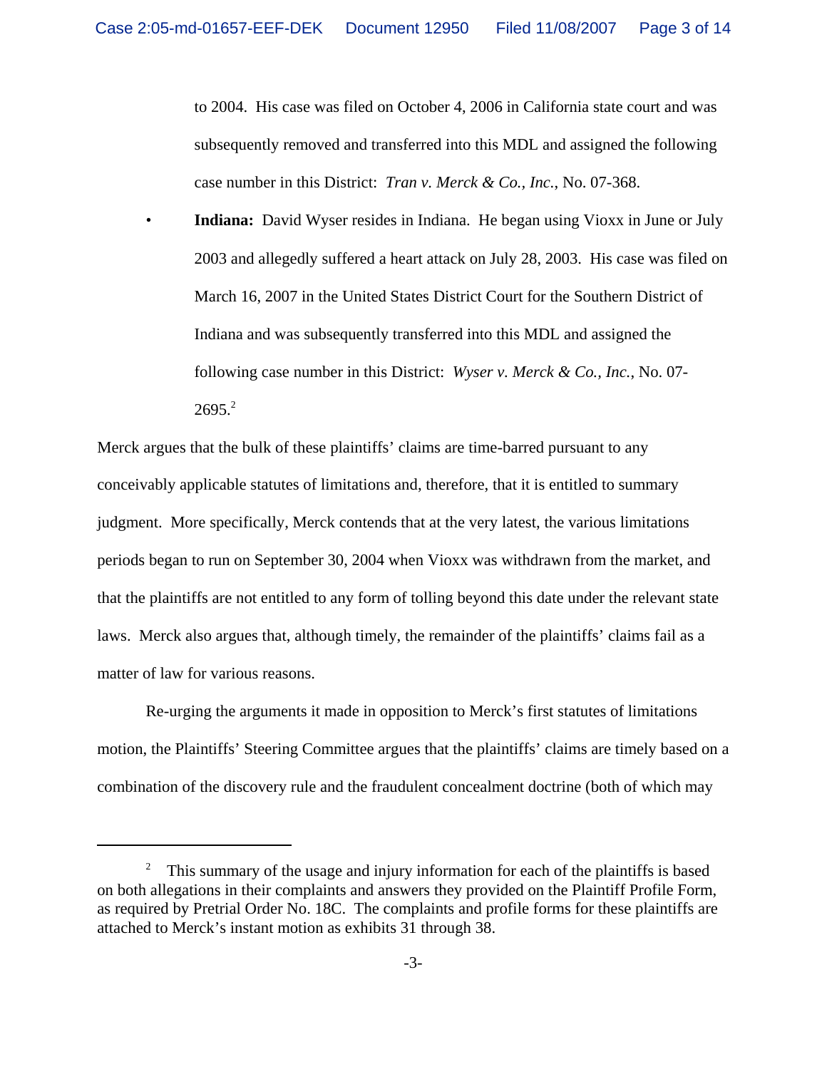to 2004. His case was filed on October 4, 2006 in California state court and was subsequently removed and transferred into this MDL and assigned the following case number in this District: *Tran v. Merck & Co., Inc.*, No. 07-368.

- **Indiana:** David Wyser resides in Indiana. He began using Vioxx in June or July 2003 and allegedly suffered a heart attack on July 28, 2003. His case was filed on March 16, 2007 in the United States District Court for the Southern District of Indiana and was subsequently transferred into this MDL and assigned the following case number in this District: *Wyser v. Merck & Co., Inc.*, No. 07-2695.[2]

Merck argues that the bulk of these plaintiffs' claims are time-barred pursuant to any conceivably applicable statutes of limitations and, therefore, that it is entitled to summary judgment. More specifically, Merck contends that at the very latest, the various limitations periods began to run on September 30, 2004 when Vioxx was withdrawn from the market, and that the plaintiffs are not entitled to any form of tolling beyond this date under the relevant state laws. Merck also argues that, although timely, the remainder of the plaintiffs' claims fail as a matter of law for various reasons.

Re-urging the arguments it made in opposition to Merck's first statutes of limitations motion, the Plaintiffs' Steering Committee argues that the plaintiffs' claims are timely based on a combination of the discovery rule and the fraudulent concealment doctrine (both of which may

---

[2] This summary of the usage and injury information for each of the plaintiffs is based on both allegations in their complaints and answers they provided on the Plaintiff Profile Form, as required by Pretrial Order No. 18C. The complaints and profile forms for these plaintiffs are attached to Merck's instant motion as exhibits 31 through 38.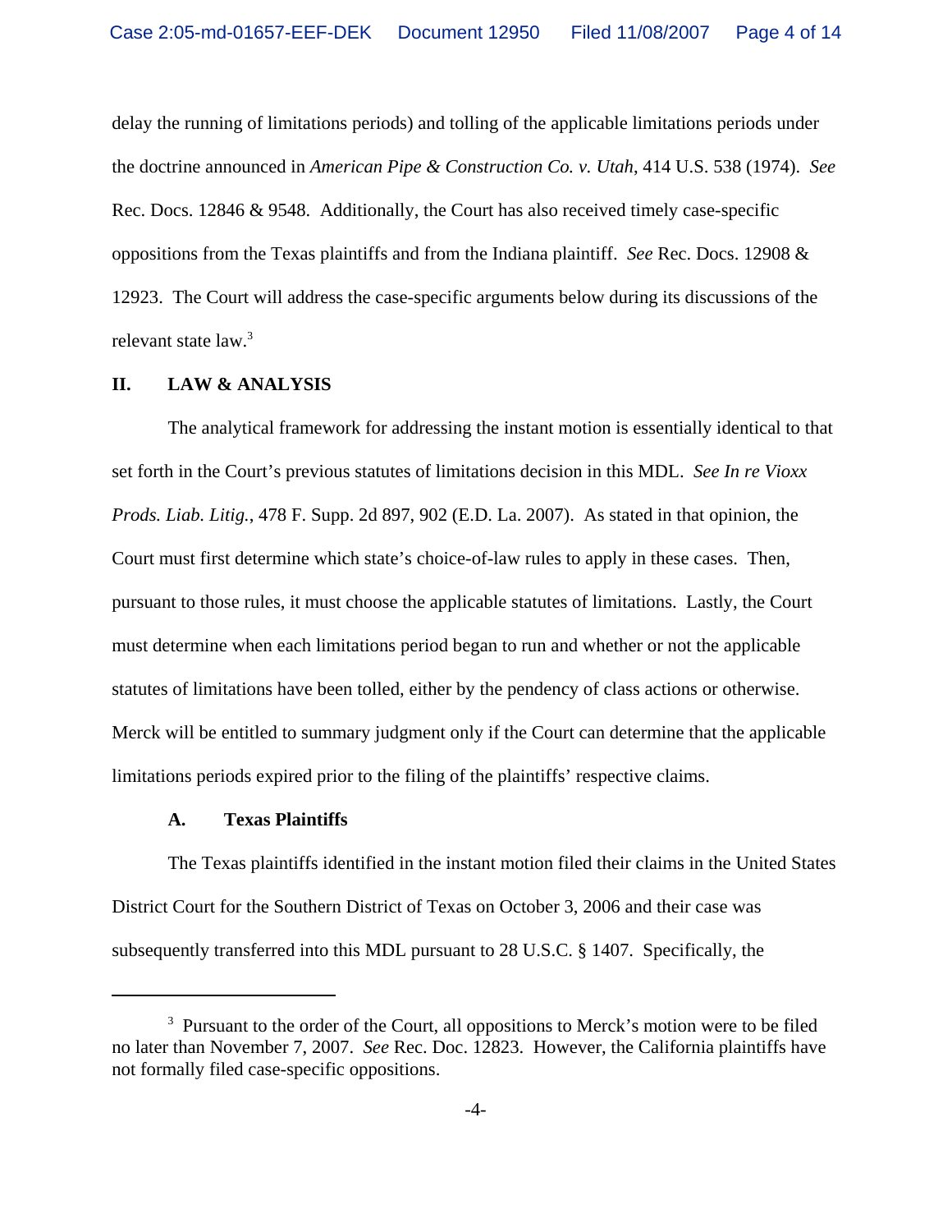delay the running of limitations periods) and tolling of the applicable limitations periods under the doctrine announced in *American Pipe & Construction Co. v. Utah*, 414 U.S. 538 (1974). *See* Rec. Docs. 12846 & 9548. Additionally, the Court has also received timely case-specific oppositions from the Texas plaintiffs and from the Indiana plaintiff. *See* Rec. Docs. 12908 & 12923. The Court will address the case-specific arguments below during its discussions of the relevant state law.[3]

## II. LAW & ANALYSIS

The analytical framework for addressing the instant motion is essentially identical to that set forth in the Court's previous statutes of limitations decision in this MDL. *See In re Vioxx Prods. Liab. Litig.*, 478 F. Supp. 2d 897, 902 (E.D. La. 2007). As stated in that opinion, the Court must first determine which state's choice-of-law rules to apply in these cases. Then, pursuant to those rules, it must choose the applicable statutes of limitations. Lastly, the Court must determine when each limitations period began to run and whether or not the applicable statutes of limitations have been tolled, either by the pendency of class actions or otherwise. Merck will be entitled to summary judgment only if the Court can determine that the applicable limitations periods expired prior to the filing of the plaintiffs' respective claims.

### A. Texas Plaintiffs

The Texas plaintiffs identified in the instant motion filed their claims in the United States District Court for the Southern District of Texas on October 3, 2006 and their case was subsequently transferred into this MDL pursuant to 28 U.S.C. § 1407. Specifically, the

---

[3] Pursuant to the order of the Court, all oppositions to Merck's motion were to be filed no later than November 7, 2007. *See* Rec. Doc. 12823. However, the California plaintiffs have not formally filed case-specific oppositions.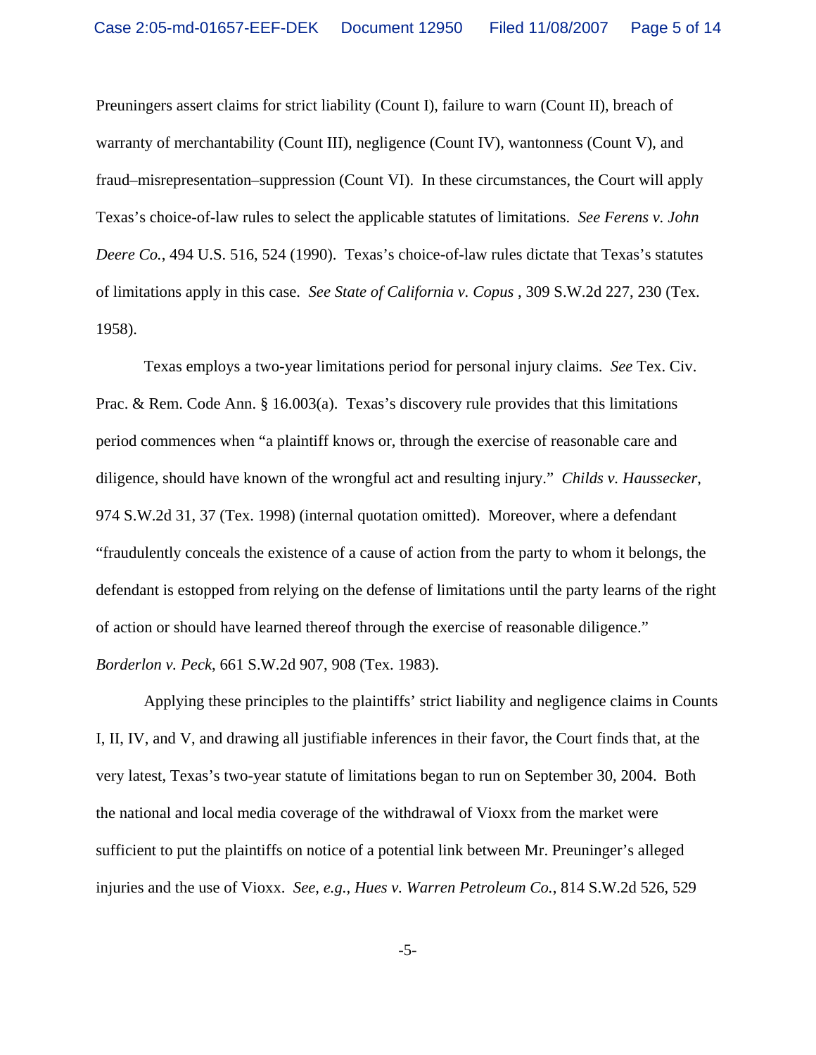Preuningers assert claims for strict liability (Count I), failure to warn (Count II), breach of warranty of merchantability (Count III), negligence (Count IV), wantonness (Count V), and fraud–misrepresentation–suppression (Count VI). In these circumstances, the Court will apply Texas's choice-of-law rules to select the applicable statutes of limitations. *See Ferens v. John Deere Co.*, 494 U.S. 516, 524 (1990). Texas's choice-of-law rules dictate that Texas's statutes of limitations apply in this case. *See State of California v. Copus* , 309 S.W.2d 227, 230 (Tex. 1958).

Texas employs a two-year limitations period for personal injury claims. *See* Tex. Civ. Prac. & Rem. Code Ann. § 16.003(a). Texas's discovery rule provides that this limitations period commences when "a plaintiff knows or, through the exercise of reasonable care and diligence, should have known of the wrongful act and resulting injury." *Childs v. Haussecker*, 974 S.W.2d 31, 37 (Tex. 1998) (internal quotation omitted). Moreover, where a defendant "fraudulently conceals the existence of a cause of action from the party to whom it belongs, the defendant is estopped from relying on the defense of limitations until the party learns of the right of action or should have learned thereof through the exercise of reasonable diligence." *Borderlon v. Peck*, 661 S.W.2d 907, 908 (Tex. 1983).

Applying these principles to the plaintiffs' strict liability and negligence claims in Counts I, II, IV, and V, and drawing all justifiable inferences in their favor, the Court finds that, at the very latest, Texas's two-year statute of limitations began to run on September 30, 2004. Both the national and local media coverage of the withdrawal of Vioxx from the market were sufficient to put the plaintiffs on notice of a potential link between Mr. Preuninger's alleged injuries and the use of Vioxx. *See, e.g., Hues v. Warren Petroleum Co.*, 814 S.W.2d 526, 529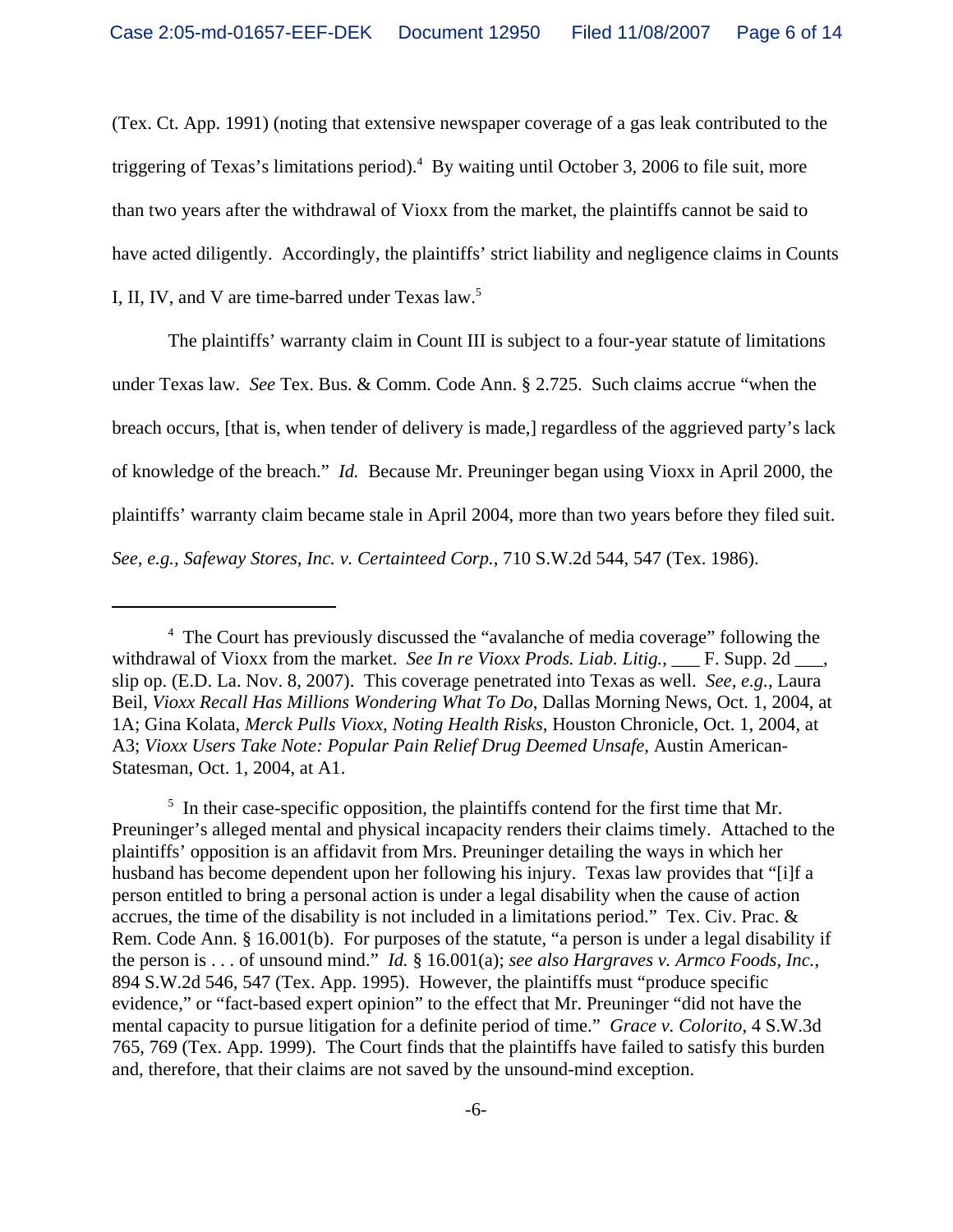(Tex. Ct. App. 1991) (noting that extensive newspaper coverage of a gas leak contributed to the triggering of Texas's limitations period).[4] By waiting until October 3, 2006 to file suit, more than two years after the withdrawal of Vioxx from the market, the plaintiffs cannot be said to have acted diligently. Accordingly, the plaintiffs' strict liability and negligence claims in Counts I, II, IV, and V are time-barred under Texas law.[5]

The plaintiffs' warranty claim in Count III is subject to a four-year statute of limitations under Texas law. *See* Tex. Bus. & Comm. Code Ann. § 2.725. Such claims accrue "when the breach occurs, [that is, when tender of delivery is made,] regardless of the aggrieved party's lack of knowledge of the breach." *Id.* Because Mr. Preuninger began using Vioxx in April 2000, the plaintiffs' warranty claim became stale in April 2004, more than two years before they filed suit. *See, e.g.*, *Safeway Stores, Inc. v. Certainteed Corp.*, 710 S.W.2d 544, 547 (Tex. 1986).

---

[4] The Court has previously discussed the "avalanche of media coverage" following the withdrawal of Vioxx from the market. *See In re Vioxx Prods. Liab. Litig.*, ___ F. Supp. 2d ___, slip op. (E.D. La. Nov. 8, 2007). This coverage penetrated into Texas as well. *See, e.g.*, Laura Beil, *Vioxx Recall Has Millions Wondering What To Do*, Dallas Morning News, Oct. 1, 2004, at 1A; Gina Kolata, *Merck Pulls Vioxx, Noting Health Risks*, Houston Chronicle, Oct. 1, 2004, at A3; *Vioxx Users Take Note: Popular Pain Relief Drug Deemed Unsafe*, Austin American-Statesman, Oct. 1, 2004, at A1.

[5] In their case-specific opposition, the plaintiffs contend for the first time that Mr. Preuninger's alleged mental and physical incapacity renders their claims timely. Attached to the plaintiffs' opposition is an affidavit from Mrs. Preuninger detailing the ways in which her husband has become dependent upon her following his injury. Texas law provides that "[i]f a person entitled to bring a personal action is under a legal disability when the cause of action accrues, the time of the disability is not included in a limitations period." Tex. Civ. Prac. & Rem. Code Ann. § 16.001(b). For purposes of the statute, "a person is under a legal disability if the person is . . . of unsound mind." *Id.* § 16.001(a); *see also Hargraves v. Armco Foods, Inc.*, 894 S.W.2d 546, 547 (Tex. App. 1995). However, the plaintiffs must "produce specific evidence," or "fact-based expert opinion" to the effect that Mr. Preuninger "did not have the mental capacity to pursue litigation for a definite period of time." *Grace v. Colorito*, 4 S.W.3d 765, 769 (Tex. App. 1999). The Court finds that the plaintiffs have failed to satisfy this burden and, therefore, that their claims are not saved by the unsound-mind exception.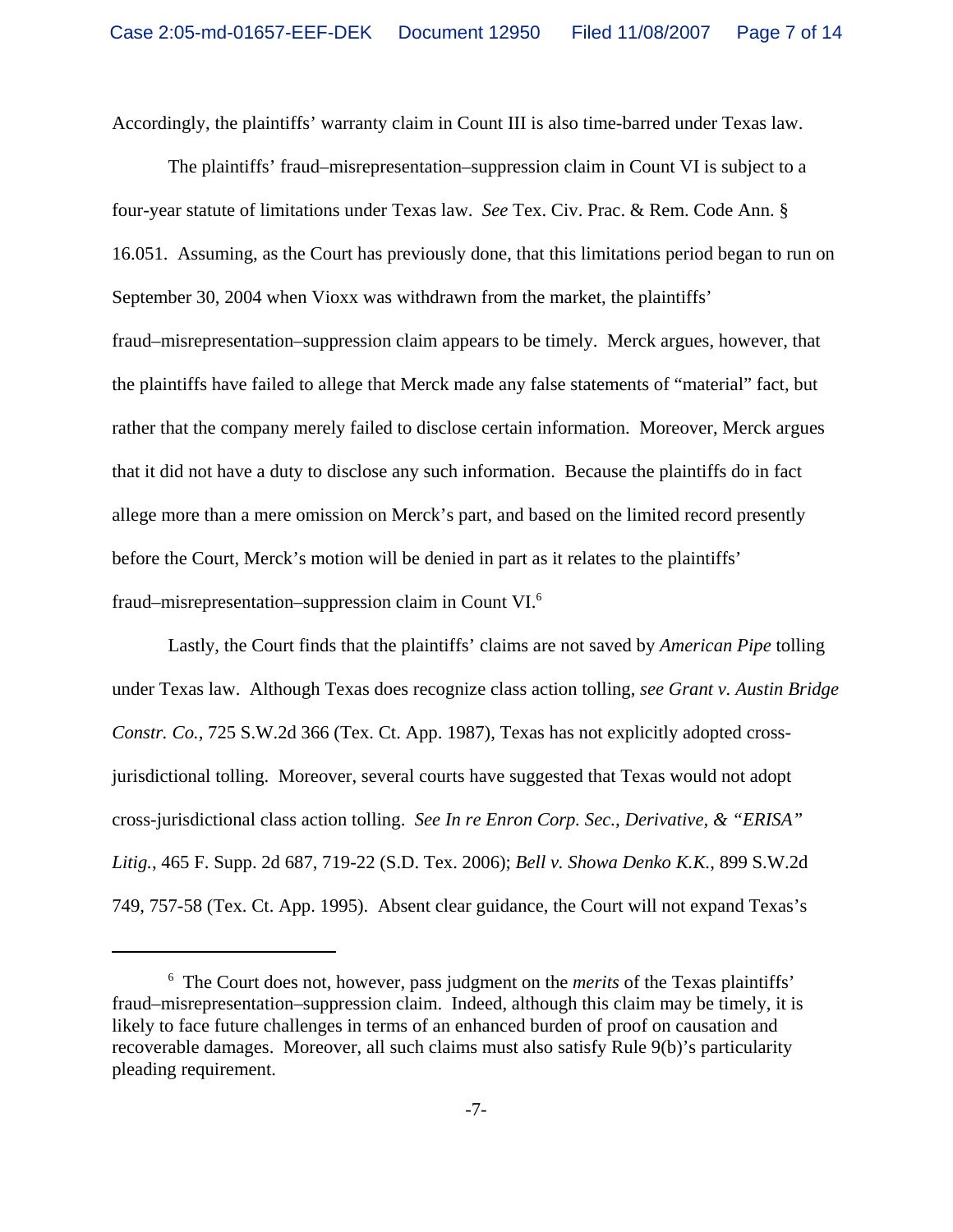Accordingly, the plaintiffs' warranty claim in Count III is also time-barred under Texas law.

The plaintiffs' fraud–misrepresentation–suppression claim in Count VI is subject to a four-year statute of limitations under Texas law. *See* Tex. Civ. Prac. & Rem. Code Ann. § 16.051. Assuming, as the Court has previously done, that this limitations period began to run on September 30, 2004 when Vioxx was withdrawn from the market, the plaintiffs' fraud–misrepresentation–suppression claim appears to be timely. Merck argues, however, that the plaintiffs have failed to allege that Merck made any false statements of "material" fact, but rather that the company merely failed to disclose certain information. Moreover, Merck argues that it did not have a duty to disclose any such information. Because the plaintiffs do in fact allege more than a mere omission on Merck's part, and based on the limited record presently before the Court, Merck's motion will be denied in part as it relates to the plaintiffs' fraud–misrepresentation–suppression claim in Count VI.[6]

Lastly, the Court finds that the plaintiffs' claims are not saved by *American Pipe* tolling under Texas law. Although Texas does recognize class action tolling, *see Grant v. Austin Bridge Constr. Co.*, 725 S.W.2d 366 (Tex. Ct. App. 1987), Texas has not explicitly adopted cross-jurisdictional tolling. Moreover, several courts have suggested that Texas would not adopt cross-jurisdictional class action tolling. *See In re Enron Corp. Sec., Derivative, & "ERISA" Litig.*, 465 F. Supp. 2d 687, 719-22 (S.D. Tex. 2006); *Bell v. Showa Denko K.K.*, 899 S.W.2d 749, 757-58 (Tex. Ct. App. 1995). Absent clear guidance, the Court will not expand Texas's

---

[6] The Court does not, however, pass judgment on the *merits* of the Texas plaintiffs' fraud–misrepresentation–suppression claim. Indeed, although this claim may be timely, it is likely to face future challenges in terms of an enhanced burden of proof on causation and recoverable damages. Moreover, all such claims must also satisfy Rule 9(b)'s particularity pleading requirement.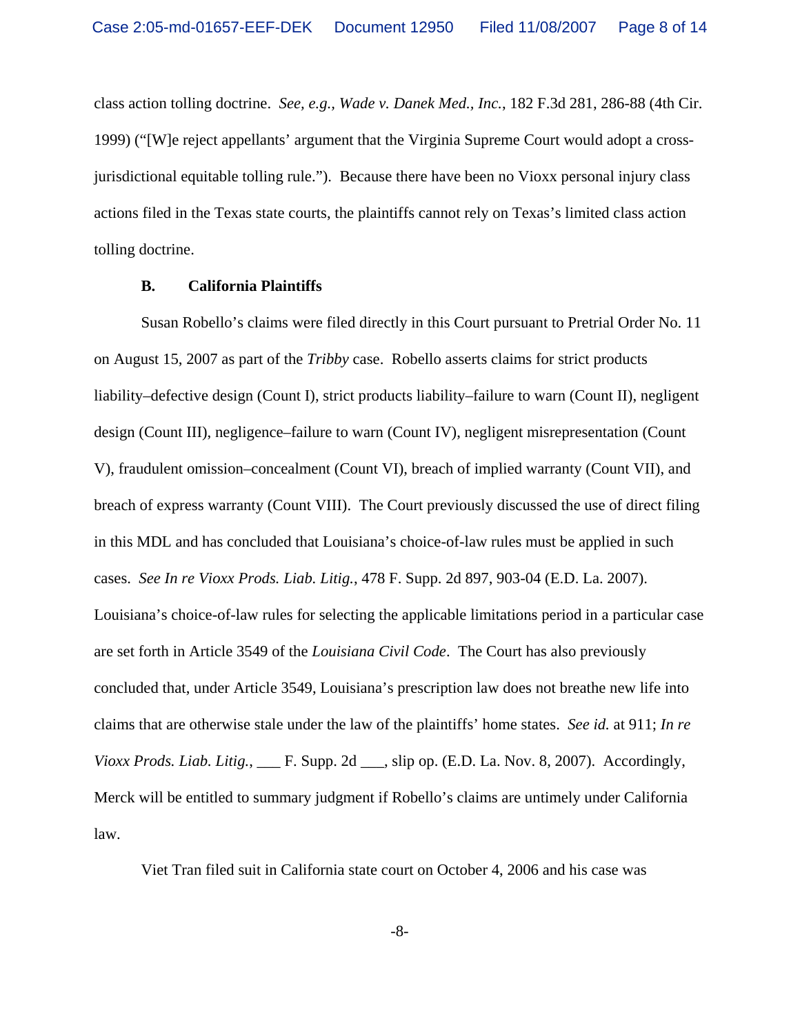class action tolling doctrine. *See, e.g., Wade v. Danek Med., Inc.*, 182 F.3d 281, 286-88 (4th Cir. 1999) ("[W]e reject appellants' argument that the Virginia Supreme Court would adopt a cross-jurisdictional equitable tolling rule."). Because there have been no Vioxx personal injury class actions filed in the Texas state courts, the plaintiffs cannot rely on Texas's limited class action tolling doctrine.

**B. California Plaintiffs**

Susan Robello's claims were filed directly in this Court pursuant to Pretrial Order No. 11 on August 15, 2007 as part of the *Tribby* case. Robello asserts claims for strict products liability–defective design (Count I), strict products liability–failure to warn (Count II), negligent design (Count III), negligence–failure to warn (Count IV), negligent misrepresentation (Count V), fraudulent omission–concealment (Count VI), breach of implied warranty (Count VII), and breach of express warranty (Count VIII). The Court previously discussed the use of direct filing in this MDL and has concluded that Louisiana's choice-of-law rules must be applied in such cases. *See In re Vioxx Prods. Liab. Litig.*, 478 F. Supp. 2d 897, 903-04 (E.D. La. 2007). Louisiana's choice-of-law rules for selecting the applicable limitations period in a particular case are set forth in Article 3549 of the *Louisiana Civil Code*. The Court has also previously concluded that, under Article 3549, Louisiana's prescription law does not breathe new life into claims that are otherwise stale under the law of the plaintiffs' home states. *See id.* at 911; *In re Vioxx Prods. Liab. Litig.*, ___ F. Supp. 2d ___, slip op. (E.D. La. Nov. 8, 2007). Accordingly, Merck will be entitled to summary judgment if Robello's claims are untimely under California law.

Viet Tran filed suit in California state court on October 4, 2006 and his case was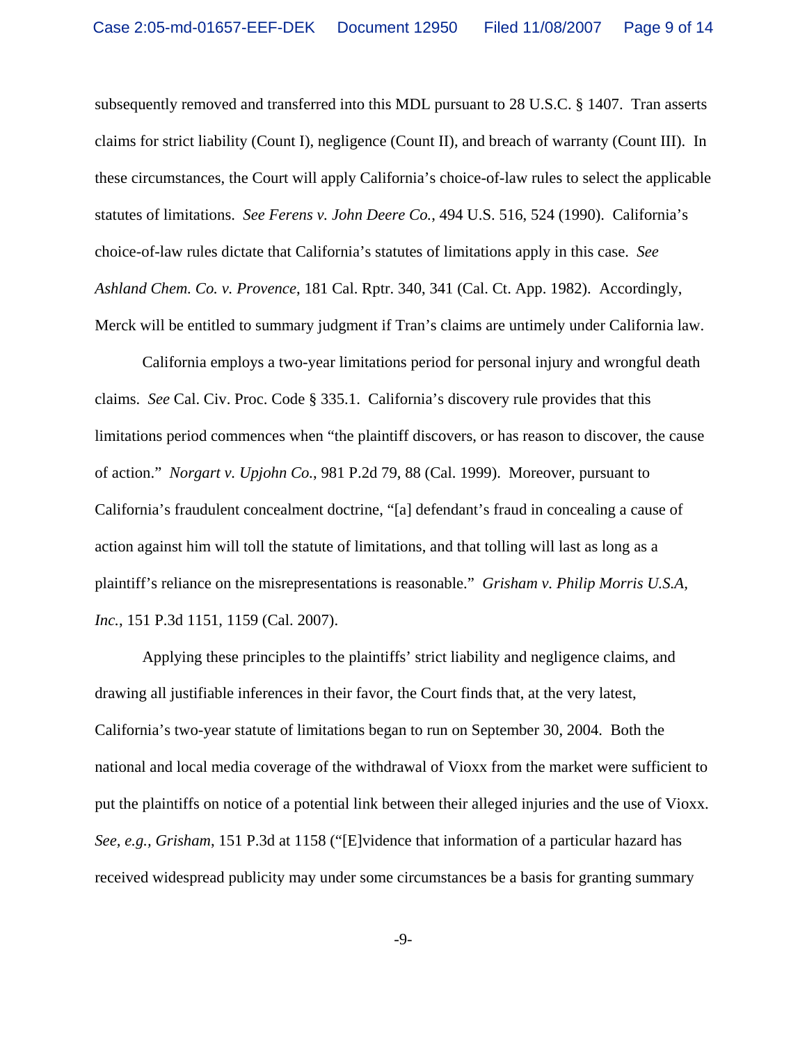subsequently removed and transferred into this MDL pursuant to 28 U.S.C. § 1407. Tran asserts claims for strict liability (Count I), negligence (Count II), and breach of warranty (Count III). In these circumstances, the Court will apply California's choice-of-law rules to select the applicable statutes of limitations. *See Ferens v. John Deere Co.*, 494 U.S. 516, 524 (1990). California's choice-of-law rules dictate that California's statutes of limitations apply in this case. *See Ashland Chem. Co. v. Provence*, 181 Cal. Rptr. 340, 341 (Cal. Ct. App. 1982). Accordingly, Merck will be entitled to summary judgment if Tran's claims are untimely under California law.

California employs a two-year limitations period for personal injury and wrongful death claims. *See* Cal. Civ. Proc. Code § 335.1. California's discovery rule provides that this limitations period commences when "the plaintiff discovers, or has reason to discover, the cause of action." *Norgart v. Upjohn Co.*, 981 P.2d 79, 88 (Cal. 1999). Moreover, pursuant to California's fraudulent concealment doctrine, "[a] defendant's fraud in concealing a cause of action against him will toll the statute of limitations, and that tolling will last as long as a plaintiff's reliance on the misrepresentations is reasonable." *Grisham v. Philip Morris U.S.A, Inc.*, 151 P.3d 1151, 1159 (Cal. 2007).

Applying these principles to the plaintiffs' strict liability and negligence claims, and drawing all justifiable inferences in their favor, the Court finds that, at the very latest, California's two-year statute of limitations began to run on September 30, 2004. Both the national and local media coverage of the withdrawal of Vioxx from the market were sufficient to put the plaintiffs on notice of a potential link between their alleged injuries and the use of Vioxx. *See, e.g.*, *Grisham*, 151 P.3d at 1158 ("[E]vidence that information of a particular hazard has received widespread publicity may under some circumstances be a basis for granting summary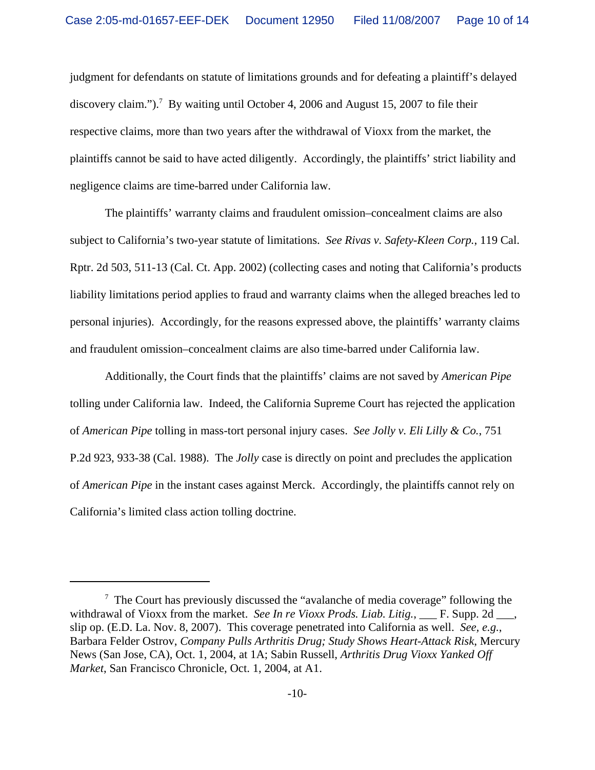judgment for defendants on statute of limitations grounds and for defeating a plaintiff's delayed discovery claim.").[7] By waiting until October 4, 2006 and August 15, 2007 to file their respective claims, more than two years after the withdrawal of Vioxx from the market, the plaintiffs cannot be said to have acted diligently. Accordingly, the plaintiffs' strict liability and negligence claims are time-barred under California law.

The plaintiffs' warranty claims and fraudulent omission–concealment claims are also subject to California's two-year statute of limitations. *See Rivas v. Safety-Kleen Corp.*, 119 Cal. Rptr. 2d 503, 511-13 (Cal. Ct. App. 2002) (collecting cases and noting that California's products liability limitations period applies to fraud and warranty claims when the alleged breaches led to personal injuries). Accordingly, for the reasons expressed above, the plaintiffs' warranty claims and fraudulent omission–concealment claims are also time-barred under California law.

Additionally, the Court finds that the plaintiffs' claims are not saved by *American Pipe* tolling under California law. Indeed, the California Supreme Court has rejected the application of *American Pipe* tolling in mass-tort personal injury cases. *See Jolly v. Eli Lilly & Co.*, 751 P.2d 923, 933-38 (Cal. 1988). The *Jolly* case is directly on point and precludes the application of *American Pipe* in the instant cases against Merck. Accordingly, the plaintiffs cannot rely on California's limited class action tolling doctrine.

---

[7] The Court has previously discussed the "avalanche of media coverage" following the withdrawal of Vioxx from the market. *See In re Vioxx Prods. Liab. Litig.*, ___ F. Supp. 2d ___, slip op. (E.D. La. Nov. 8, 2007). This coverage penetrated into California as well. *See, e.g.*, Barbara Felder Ostrov, *Company Pulls Arthritis Drug; Study Shows Heart-Attack Risk*, Mercury News (San Jose, CA), Oct. 1, 2004, at 1A; Sabin Russell, *Arthritis Drug Vioxx Yanked Off Market*, San Francisco Chronicle, Oct. 1, 2004, at A1.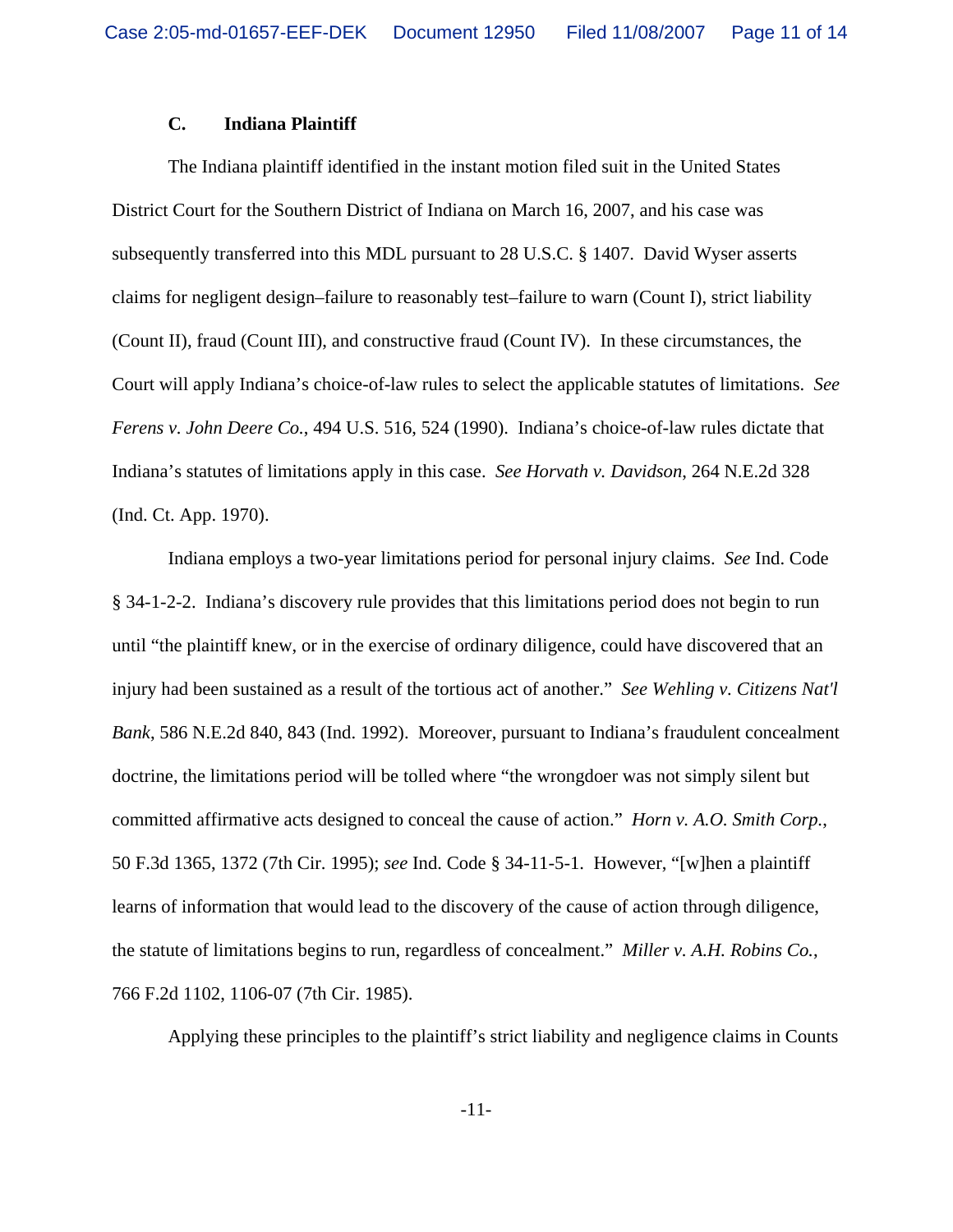### C. Indiana Plaintiff

The Indiana plaintiff identified in the instant motion filed suit in the United States District Court for the Southern District of Indiana on March 16, 2007, and his case was subsequently transferred into this MDL pursuant to 28 U.S.C. § 1407. David Wyser asserts claims for negligent design–failure to reasonably test–failure to warn (Count I), strict liability (Count II), fraud (Count III), and constructive fraud (Count IV). In these circumstances, the Court will apply Indiana's choice-of-law rules to select the applicable statutes of limitations. *See Ferens v. John Deere Co.*, 494 U.S. 516, 524 (1990). Indiana's choice-of-law rules dictate that Indiana's statutes of limitations apply in this case. *See Horvath v. Davidson*, 264 N.E.2d 328 (Ind. Ct. App. 1970).

Indiana employs a two-year limitations period for personal injury claims. *See* Ind. Code § 34-1-2-2. Indiana's discovery rule provides that this limitations period does not begin to run until "the plaintiff knew, or in the exercise of ordinary diligence, could have discovered that an injury had been sustained as a result of the tortious act of another." *See Wehling v. Citizens Nat'l Bank*, 586 N.E.2d 840, 843 (Ind. 1992). Moreover, pursuant to Indiana's fraudulent concealment doctrine, the limitations period will be tolled where "the wrongdoer was not simply silent but committed affirmative acts designed to conceal the cause of action." *Horn v. A.O. Smith Corp.*, 50 F.3d 1365, 1372 (7th Cir. 1995); *see* Ind. Code § 34-11-5-1. However, "[w]hen a plaintiff learns of information that would lead to the discovery of the cause of action through diligence, the statute of limitations begins to run, regardless of concealment." *Miller v. A.H. Robins Co.*, 766 F.2d 1102, 1106-07 (7th Cir. 1985).

Applying these principles to the plaintiff's strict liability and negligence claims in Counts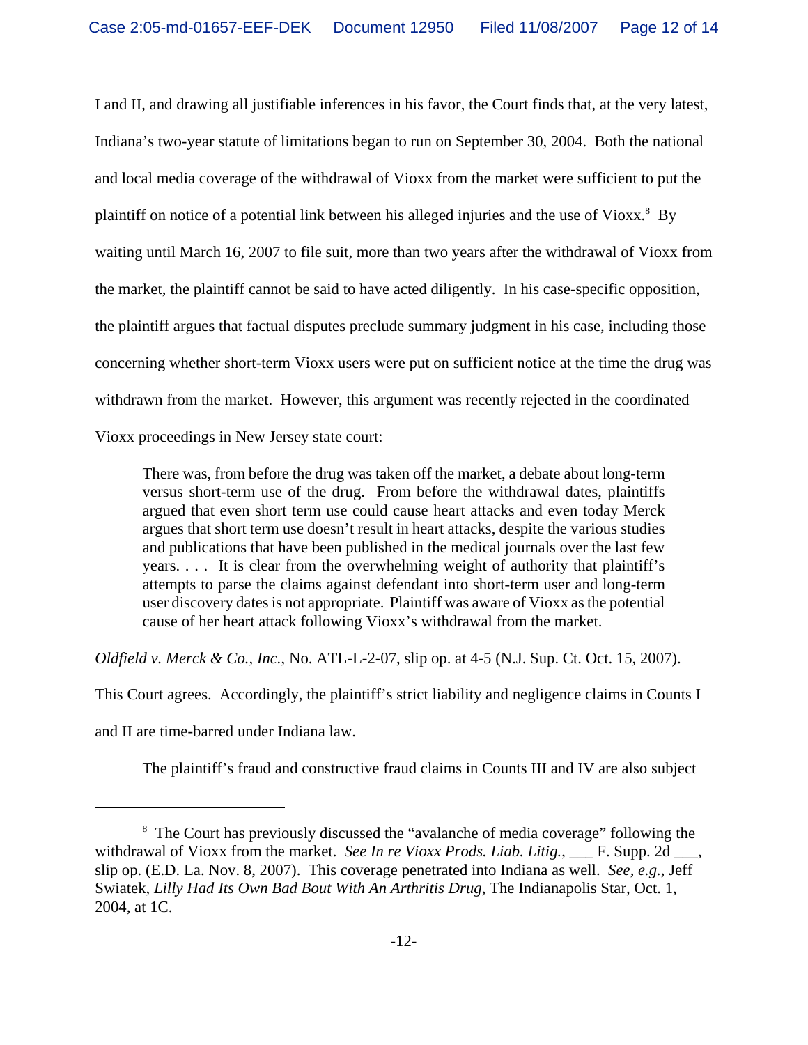I and II, and drawing all justifiable inferences in his favor, the Court finds that, at the very latest, Indiana's two-year statute of limitations began to run on September 30, 2004. Both the national and local media coverage of the withdrawal of Vioxx from the market were sufficient to put the plaintiff on notice of a potential link between his alleged injuries and the use of Vioxx.[8] By waiting until March 16, 2007 to file suit, more than two years after the withdrawal of Vioxx from the market, the plaintiff cannot be said to have acted diligently. In his case-specific opposition, the plaintiff argues that factual disputes preclude summary judgment in his case, including those concerning whether short-term Vioxx users were put on sufficient notice at the time the drug was withdrawn from the market. However, this argument was recently rejected in the coordinated Vioxx proceedings in New Jersey state court:

> There was, from before the drug was taken off the market, a debate about long-term versus short-term use of the drug. From before the withdrawal dates, plaintiffs argued that even short term use could cause heart attacks and even today Merck argues that short term use doesn't result in heart attacks, despite the various studies and publications that have been published in the medical journals over the last few years. . . . It is clear from the overwhelming weight of authority that plaintiff's attempts to parse the claims against defendant into short-term user and long-term user discovery dates is not appropriate. Plaintiff was aware of Vioxx as the potential cause of her heart attack following Vioxx's withdrawal from the market.

*Oldfield v. Merck & Co., Inc.*, No. ATL-L-2-07, slip op. at 4-5 (N.J. Sup. Ct. Oct. 15, 2007). This Court agrees. Accordingly, the plaintiff's strict liability and negligence claims in Counts I and II are time-barred under Indiana law.

The plaintiff's fraud and constructive fraud claims in Counts III and IV are also subject

---

[8] The Court has previously discussed the "avalanche of media coverage" following the withdrawal of Vioxx from the market. *See In re Vioxx Prods. Liab. Litig.*, ___ F. Supp. 2d ___, slip op. (E.D. La. Nov. 8, 2007). This coverage penetrated into Indiana as well. *See, e.g.*, Jeff Swiatek, *Lilly Had Its Own Bad Bout With An Arthritis Drug*, The Indianapolis Star, Oct. 1, 2004, at 1C.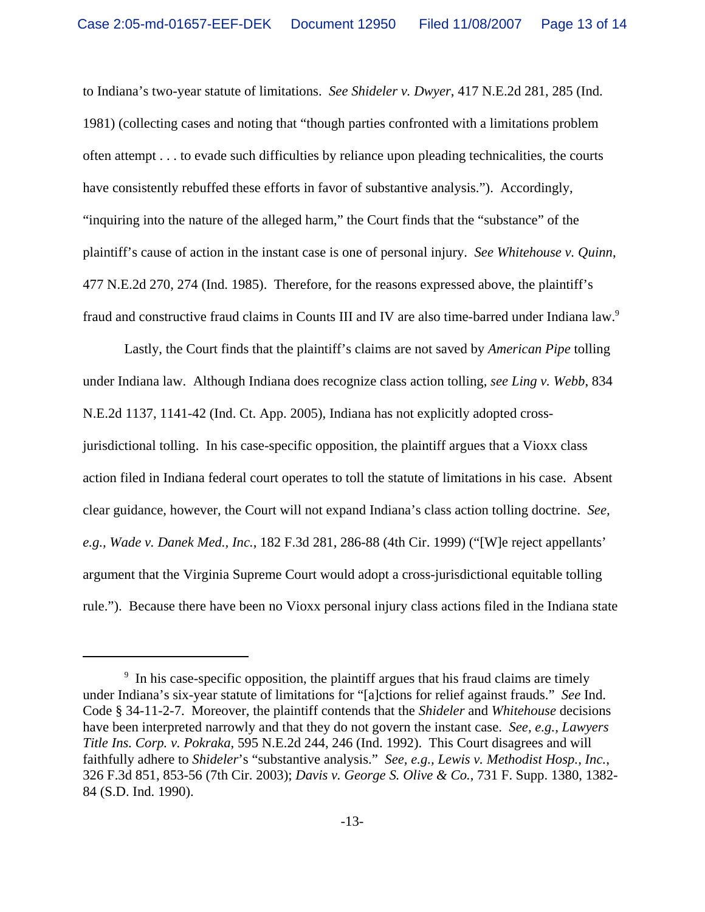to Indiana's two-year statute of limitations. *See Shideler v. Dwyer*, 417 N.E.2d 281, 285 (Ind. 1981) (collecting cases and noting that "though parties confronted with a limitations problem often attempt . . . to evade such difficulties by reliance upon pleading technicalities, the courts have consistently rebuffed these efforts in favor of substantive analysis."). Accordingly, "inquiring into the nature of the alleged harm," the Court finds that the "substance" of the plaintiff's cause of action in the instant case is one of personal injury. *See Whitehouse v. Quinn*, 477 N.E.2d 270, 274 (Ind. 1985). Therefore, for the reasons expressed above, the plaintiff's fraud and constructive fraud claims in Counts III and IV are also time-barred under Indiana law.[9]

Lastly, the Court finds that the plaintiff's claims are not saved by *American Pipe* tolling under Indiana law. Although Indiana does recognize class action tolling, *see Ling v. Webb*, 834 N.E.2d 1137, 1141-42 (Ind. Ct. App. 2005), Indiana has not explicitly adopted cross-jurisdictional tolling. In his case-specific opposition, the plaintiff argues that a Vioxx class action filed in Indiana federal court operates to toll the statute of limitations in his case. Absent clear guidance, however, the Court will not expand Indiana's class action tolling doctrine. *See, e.g., Wade v. Danek Med., Inc.*, 182 F.3d 281, 286-88 (4th Cir. 1999) ("[W]e reject appellants' argument that the Virginia Supreme Court would adopt a cross-jurisdictional equitable tolling rule."). Because there have been no Vioxx personal injury class actions filed in the Indiana state

---

[9] In his case-specific opposition, the plaintiff argues that his fraud claims are timely under Indiana's six-year statute of limitations for "[a]ctions for relief against frauds." *See* Ind. Code § 34-11-2-7. Moreover, the plaintiff contends that the *Shideler* and *Whitehouse* decisions have been interpreted narrowly and that they do not govern the instant case. *See, e.g., Lawyers Title Ins. Corp. v. Pokraka*, 595 N.E.2d 244, 246 (Ind. 1992). This Court disagrees and will faithfully adhere to *Shideler*'s "substantive analysis." *See, e.g., Lewis v. Methodist Hosp., Inc.*, 326 F.3d 851, 853-56 (7th Cir. 2003); *Davis v. George S. Olive & Co.*, 731 F. Supp. 1380, 1382-84 (S.D. Ind. 1990).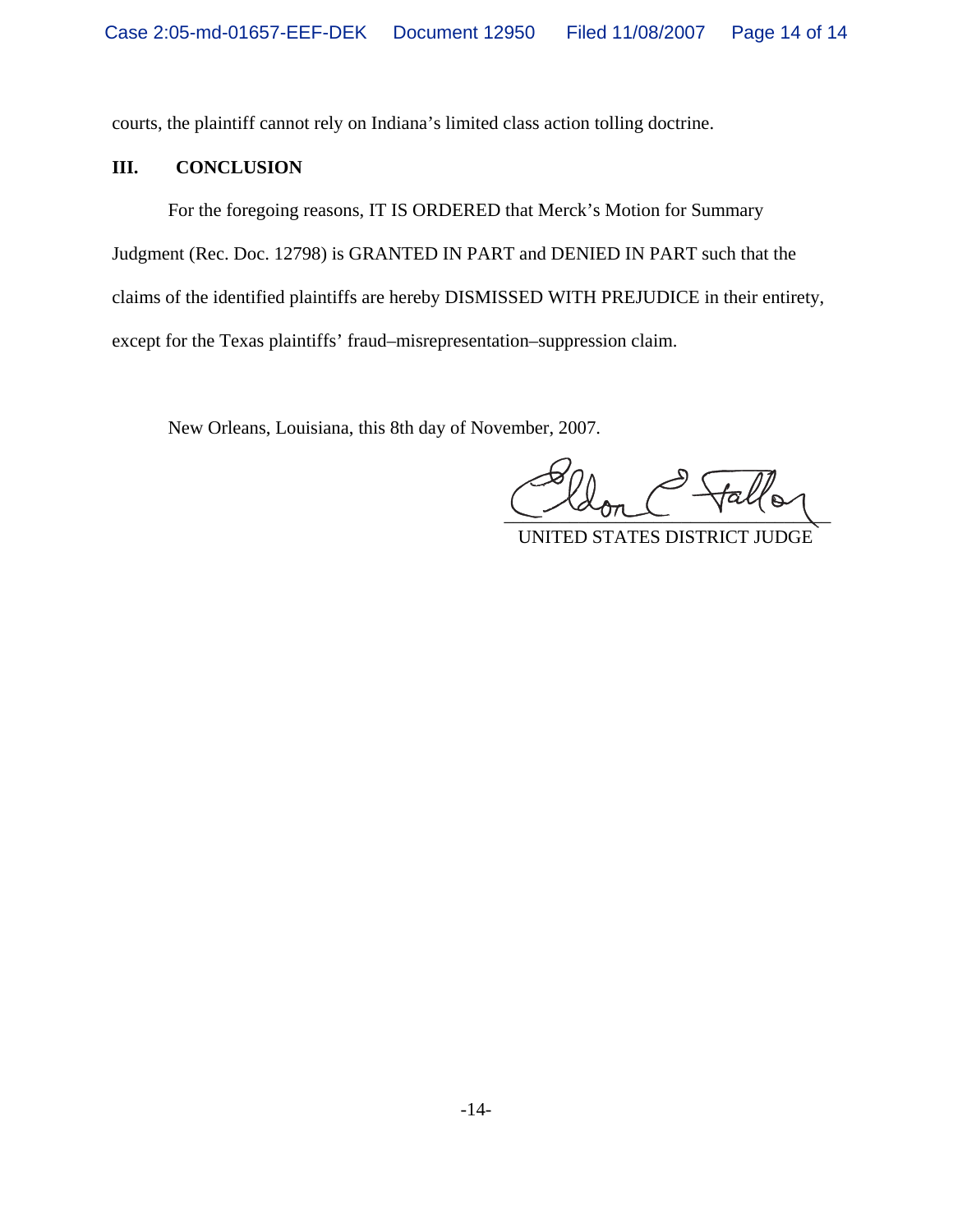courts, the plaintiff cannot rely on Indiana's limited class action tolling doctrine.

## III. CONCLUSION

For the foregoing reasons, IT IS ORDERED that Merck's Motion for Summary Judgment (Rec. Doc. 12798) is GRANTED IN PART and DENIED IN PART such that the claims of the identified plaintiffs are hereby DISMISSED WITH PREJUDICE in their entirety, except for the Texas plaintiffs' fraud–misrepresentation–suppression claim.

New Orleans, Louisiana, this 8th day of November, 2007.

Eldon E. Fallon

UNITED STATES DISTRICT JUDGE